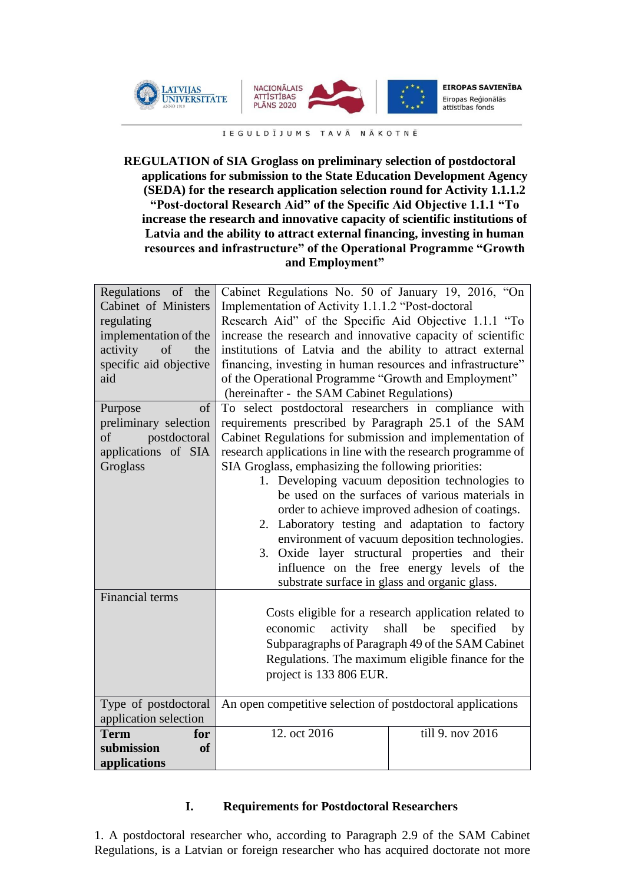IEGULDĪJUMS TAVĀ NĀKOTNĒ

**REGULATION of SIA Groglass on preliminary selection of postdoctoral applications for submission to the State Education Development Agency (SEDA) for the research application selection round for Activity 1.1.1.2 "Post-doctoral Research Aid" of the Specific Aid Objective 1.1.1 "To increase the research and innovative capacity of scientific institutions of Latvia and the ability to attract external financing, investing in human resources and infrastructure" of the Operational Programme "Growth and Employment"**

| | | |
|---|---|---|
| Regulations of the Cabinet of Ministers regulating implementation of the activity of the specific aid objective aid | Cabinet Regulations No. 50 of January 19, 2016, "On Implementation of Activity 1.1.1.2 "Post-doctoral Research Aid" of the Specific Aid Objective 1.1.1 "To increase the research and innovative capacity of scientific institutions of Latvia and the ability to attract external financing, investing in human resources and infrastructure" of the Operational Programme "Growth and Employment" (hereinafter - the SAM Cabinet Regulations) | |
| Purpose of preliminary selection of postdoctoral applications of SIA Groglass | To select postdoctoral researchers in compliance with requirements prescribed by Paragraph 25.1 of the SAM Cabinet Regulations for submission and implementation of research applications in line with the research programme of SIA Groglass, emphasizing the following priorities:<br>1. Developing vacuum deposition technologies to be used on the surfaces of various materials in order to achieve improved adhesion of coatings.<br>2. Laboratory testing and adaptation to factory environment of vacuum deposition technologies.<br>3. Oxide layer structural properties and their influence on the free energy levels of the substrate surface in glass and organic glass. | |
| Financial terms | Costs eligible for a research application related to economic activity shall be specified by Subparagraphs of Paragraph 49 of the SAM Cabinet Regulations. The maximum eligible finance for the project is 133 806 EUR. | |
| Type of postdoctoral application selection | An open competitive selection of postdoctoral applications | |
| **Term for submission of applications** | 12. oct 2016 | till 9. nov 2016 |

## I. Requirements for Postdoctoral Researchers

1. A postdoctoral researcher who, according to Paragraph 2.9 of the SAM Cabinet Regulations, is a Latvian or foreign researcher who has acquired doctorate not more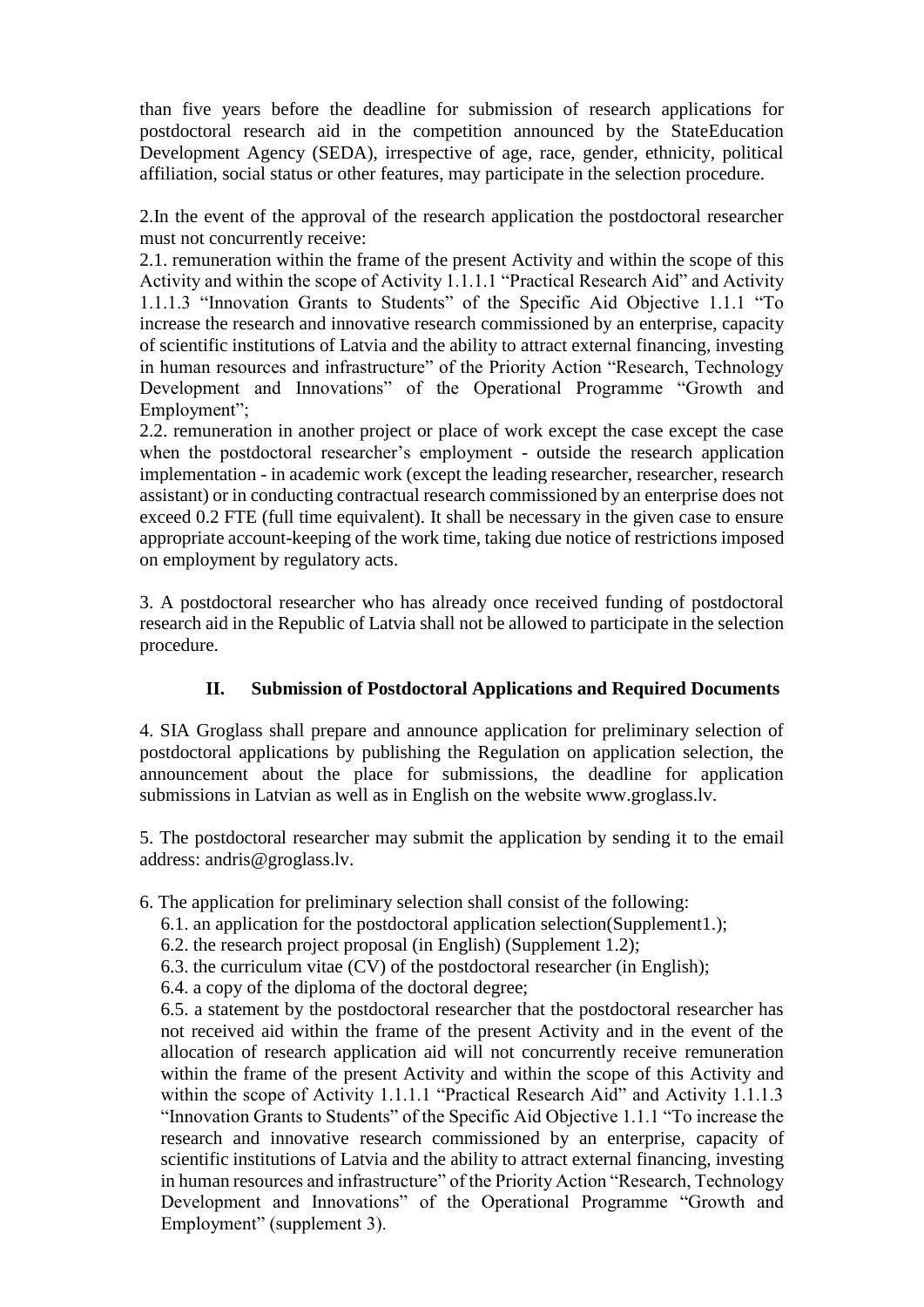than five years before the deadline for submission of research applications for postdoctoral research aid in the competition announced by the StateEducation Development Agency (SEDA), irrespective of age, race, gender, ethnicity, political affiliation, social status or other features, may participate in the selection procedure.

2.In the event of the approval of the research application the postdoctoral researcher must not concurrently receive:

2.1. remuneration within the frame of the present Activity and within the scope of this Activity and within the scope of Activity 1.1.1.1 "Practical Research Aid" and Activity 1.1.1.3 "Innovation Grants to Students" of the Specific Aid Objective 1.1.1 "To increase the research and innovative research commissioned by an enterprise, capacity of scientific institutions of Latvia and the ability to attract external financing, investing in human resources and infrastructure" of the Priority Action "Research, Technology Development and Innovations" of the Operational Programme "Growth and Employment";

2.2. remuneration in another project or place of work except the case except the case when the postdoctoral researcher's employment - outside the research application implementation - in academic work (except the leading researcher, researcher, research assistant) or in conducting contractual research commissioned by an enterprise does not exceed 0.2 FTE (full time equivalent). It shall be necessary in the given case to ensure appropriate account-keeping of the work time, taking due notice of restrictions imposed on employment by regulatory acts.

3. A postdoctoral researcher who has already once received funding of postdoctoral research aid in the Republic of Latvia shall not be allowed to participate in the selection procedure.

## II. Submission of Postdoctoral Applications and Required Documents

4. SIA Groglass shall prepare and announce application for preliminary selection of postdoctoral applications by publishing the Regulation on application selection, the announcement about the place for submissions, the deadline for application submissions in Latvian as well as in English on the website www.groglass.lv.

5. The postdoctoral researcher may submit the application by sending it to the email address: andris@groglass.lv.

6. The application for preliminary selection shall consist of the following:

6.1. an application for the postdoctoral application selection(Supplement1.);

6.2. the research project proposal (in English) (Supplement 1.2);

6.3. the curriculum vitae (CV) of the postdoctoral researcher (in English);

6.4. a copy of the diploma of the doctoral degree;

6.5. a statement by the postdoctoral researcher that the postdoctoral researcher has not received aid within the frame of the present Activity and in the event of the allocation of research application aid will not concurrently receive remuneration within the frame of the present Activity and within the scope of this Activity and within the scope of Activity 1.1.1.1 "Practical Research Aid" and Activity 1.1.1.3 "Innovation Grants to Students" of the Specific Aid Objective 1.1.1 "To increase the research and innovative research commissioned by an enterprise, capacity of scientific institutions of Latvia and the ability to attract external financing, investing in human resources and infrastructure" of the Priority Action "Research, Technology Development and Innovations" of the Operational Programme "Growth and Employment" (supplement 3).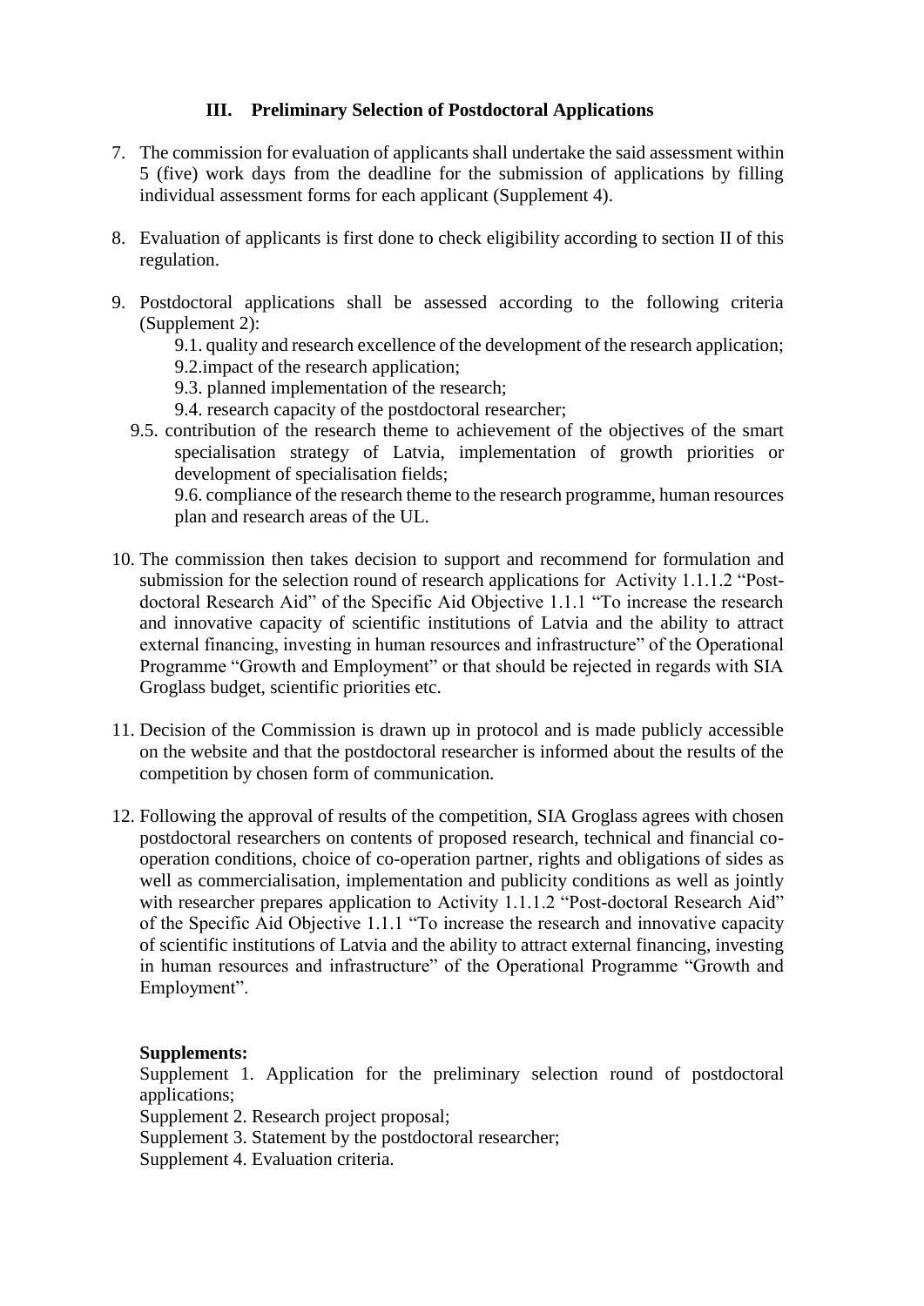## III. Preliminary Selection of Postdoctoral Applications

7. The commission for evaluation of applicants shall undertake the said assessment within 5 (five) work days from the deadline for the submission of applications by filling individual assessment forms for each applicant (Supplement 4).

8. Evaluation of applicants is first done to check eligibility according to section II of this regulation.

9. Postdoctoral applications shall be assessed according to the following criteria (Supplement 2):
   9.1. quality and research excellence of the development of the research application;
   9.2.impact of the research application;
   9.3. planned implementation of the research;
   9.4. research capacity of the postdoctoral researcher;
   9.5. contribution of the research theme to achievement of the objectives of the smart specialisation strategy of Latvia, implementation of growth priorities or development of specialisation fields;
   9.6. compliance of the research theme to the research programme, human resources plan and research areas of the UL.

10. The commission then takes decision to support and recommend for formulation and submission for the selection round of research applications for Activity 1.1.1.2 "Post-doctoral Research Aid" of the Specific Aid Objective 1.1.1 "To increase the research and innovative capacity of scientific institutions of Latvia and the ability to attract external financing, investing in human resources and infrastructure" of the Operational Programme "Growth and Employment" or that should be rejected in regards with SIA Groglass budget, scientific priorities etc.

11. Decision of the Commission is drawn up in protocol and is made publicly accessible on the website and that the postdoctoral researcher is informed about the results of the competition by chosen form of communication.

12. Following the approval of results of the competition, SIA Groglass agrees with chosen postdoctoral researchers on contents of proposed research, technical and financial co-operation conditions, choice of co-operation partner, rights and obligations of sides as well as commercialisation, implementation and publicity conditions as well as jointly with researcher prepares application to Activity 1.1.1.2 "Post-doctoral Research Aid" of the Specific Aid Objective 1.1.1 "To increase the research and innovative capacity of scientific institutions of Latvia and the ability to attract external financing, investing in human resources and infrastructure" of the Operational Programme "Growth and Employment".

**Supplements:**

Supplement 1. Application for the preliminary selection round of postdoctoral applications;
Supplement 2. Research project proposal;
Supplement 3. Statement by the postdoctoral researcher;
Supplement 4. Evaluation criteria.